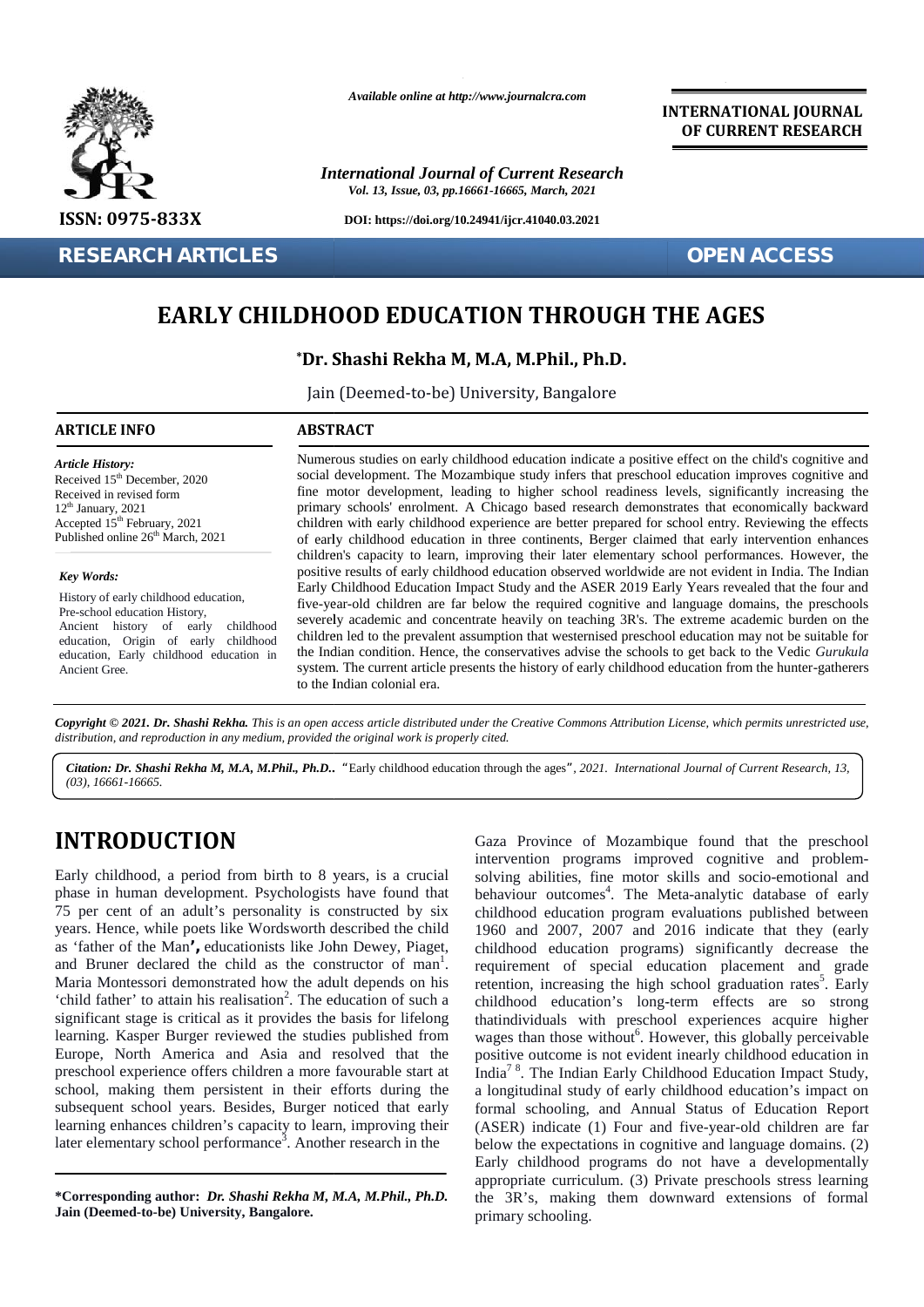*Available online at http://www.journalcra.com*

**INTERNATIONAL JOURNAL OF CURRENT RESEARCH**

*International Journal of Current Research*
*Vol. 13, Issue, 03, pp.16661-16665, March, 2021*

**ISSN: 0975-833X**

**DOI: https://doi.org/10.24941/ijcr.41040.03.2021**

**RESEARCH ARTICLES** **OPEN ACCESS**

# EARLY CHILDHOOD EDUCATION THROUGH THE AGES

**\*Dr. Shashi Rekha M, M.A, M.Phil., Ph.D.**

Jain (Deemed-to-be) University, Bangalore

## ARTICLE INFO

*Article History:*
Received 15th December, 2020
Received in revised form
12th January, 2021
Accepted 15th February, 2021
Published online 26th March, 2021

*Key Words:*
History of early childhood education, Pre-school education History, Ancient history of early childhood education, Origin of early childhood education, Early childhood education in Ancient Gree.

## ABSTRACT

Numerous studies on early childhood education indicate a positive effect on the child's cognitive and social development. The Mozambique study infers that preschool education improves cognitive and fine motor development, leading to higher school readiness levels, significantly increasing the primary schools' enrolment. A Chicago based research demonstrates that economically backward children with early childhood experience are better prepared for school entry. Reviewing the effects of early childhood education in three continents, Berger claimed that early intervention enhances children's capacity to learn, improving their later elementary school performances. However, the positive results of early childhood education observed worldwide are not evident in India. The Indian Early Childhood Education Impact Study and the ASER 2019 Early Years revealed that the four and five-year-old children are far below the required cognitive and language domains, the preschools severely academic and concentrate heavily on teaching 3R's. The extreme academic burden on the children led to the prevalent assumption that westernised preschool education may not be suitable for the Indian condition. Hence, the conservatives advise the schools to get back to the Vedic *Gurukula* system. The current article presents the history of early childhood education from the hunter-gatherers to the Indian colonial era.

*Copyright © 2021. Dr. Shashi Rekha. This is an open access article distributed under the Creative Commons Attribution License, which permits unrestricted use, distribution, and reproduction in any medium, provided the original work is properly cited.*

***Citation: Dr. Shashi Rekha M, M.A, M.Phil., Ph.D..*** "Early childhood education through the ages", *2021. International Journal of Current Research, 13, (03), 16661-16665.*

# INTRODUCTION

Early childhood, a period from birth to 8 years, is a crucial phase in human development. Psychologists have found that 75 per cent of an adult's personality is constructed by six years. Hence, while poets like Wordsworth described the child as 'father of the Man', educationists like John Dewey, Piaget, and Bruner declared the child as the constructor of man[1]. Maria Montessori demonstrated how the adult depends on his 'child father' to attain his realisation[2]. The education of such a significant stage is critical as it provides the basis for lifelong learning. Kasper Burger reviewed the studies published from Europe, North America and Asia and resolved that the preschool experience offers children a more favourable start at school, making them persistent in their efforts during the subsequent school years. Besides, Burger noticed that early learning enhances children's capacity to learn, improving their later elementary school performance[3]. Another research in the Gaza Province of Mozambique found that the preschool intervention programs improved cognitive and problem-solving abilities, fine motor skills and socio-emotional and behaviour outcomes[4]. The Meta-analytic database of early childhood education program evaluations published between 1960 and 2007, 2007 and 2016 indicate that they (early childhood education programs) significantly decrease the requirement of special education placement and grade retention, increasing the high school graduation rates[5]. Early childhood education's long-term effects are so strong thatindividuals with preschool experiences acquire higher wages than those without[6]. However, this globally perceivable positive outcome is not evident inearly childhood education in India[7 8]. The Indian Early Childhood Education Impact Study, a longitudinal study of early childhood education's impact on formal schooling, and Annual Status of Education Report (ASER) indicate (1) Four and five-year-old children are far below the expectations in cognitive and language domains. (2) Early childhood programs do not have a developmentally appropriate curriculum. (3) Private preschools stress learning the 3R's, making them downward extensions of formal primary schooling.

**\*Corresponding author:** ***Dr. Shashi Rekha M, M.A, M.Phil., Ph.D.***
**Jain (Deemed-to-be) University, Bangalore.**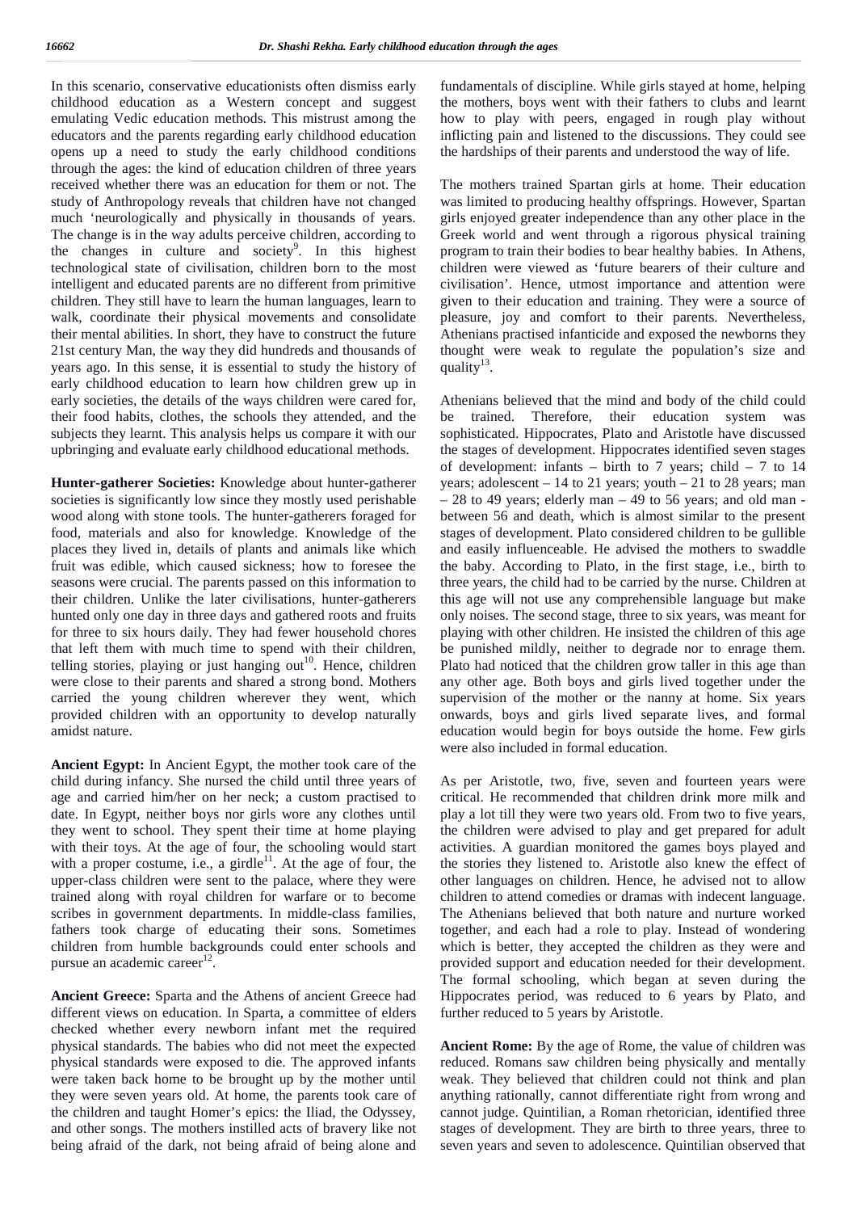In this scenario, conservative educationists often dismiss early childhood education as a Western concept and suggest emulating Vedic education methods. This mistrust among the educators and the parents regarding early childhood education opens up a need to study the early childhood conditions through the ages: the kind of education children of three years received whether there was an education for them or not. The study of Anthropology reveals that children have not changed much 'neurologically and physically in thousands of years. The change is in the way adults perceive children, according to the changes in culture and society[9]. In this highest technological state of civilisation, children born to the most intelligent and educated parents are no different from primitive children. They still have to learn the human languages, learn to walk, coordinate their physical movements and consolidate their mental abilities. In short, they have to construct the future 21st century Man, the way they did hundreds and thousands of years ago. In this sense, it is essential to study the history of early childhood education to learn how children grew up in early societies, the details of the ways children were cared for, their food habits, clothes, the schools they attended, and the subjects they learnt. This analysis helps us compare it with our upbringing and evaluate early childhood educational methods.

**Hunter-gatherer Societies:** Knowledge about hunter-gatherer societies is significantly low since they mostly used perishable wood along with stone tools. The hunter-gatherers foraged for food, materials and also for knowledge. Knowledge of the places they lived in, details of plants and animals like which fruit was edible, which caused sickness; how to foresee the seasons were crucial. The parents passed on this information to their children. Unlike the later civilisations, hunter-gatherers hunted only one day in three days and gathered roots and fruits for three to six hours daily. They had fewer household chores that left them with much time to spend with their children, telling stories, playing or just hanging out[10]. Hence, children were close to their parents and shared a strong bond. Mothers carried the young children wherever they went, which provided children with an opportunity to develop naturally amidst nature.

**Ancient Egypt:** In Ancient Egypt, the mother took care of the child during infancy. She nursed the child until three years of age and carried him/her on her neck; a custom practised to date. In Egypt, neither boys nor girls wore any clothes until they went to school. They spent their time at home playing with their toys. At the age of four, the schooling would start with a proper costume, i.e., a girdle[11]. At the age of four, the upper-class children were sent to the palace, where they were trained along with royal children for warfare or to become scribes in government departments. In middle-class families, fathers took charge of educating their sons. Sometimes children from humble backgrounds could enter schools and pursue an academic career[12].

**Ancient Greece:** Sparta and the Athens of ancient Greece had different views on education. In Sparta, a committee of elders checked whether every newborn infant met the required physical standards. The babies who did not meet the expected physical standards were exposed to die. The approved infants were taken back home to be brought up by the mother until they were seven years old. At home, the parents took care of the children and taught Homer's epics: the Iliad, the Odyssey, and other songs. The mothers instilled acts of bravery like not being afraid of the dark, not being afraid of being alone and fundamentals of discipline. While girls stayed at home, helping the mothers, boys went with their fathers to clubs and learnt how to play with peers, engaged in rough play without inflicting pain and listened to the discussions. They could see the hardships of their parents and understood the way of life.

The mothers trained Spartan girls at home. Their education was limited to producing healthy offsprings. However, Spartan girls enjoyed greater independence than any other place in the Greek world and went through a rigorous physical training program to train their bodies to bear healthy babies. In Athens, children were viewed as 'future bearers of their culture and civilisation'. Hence, utmost importance and attention were given to their education and training. They were a source of pleasure, joy and comfort to their parents. Nevertheless, Athenians practised infanticide and exposed the newborns they thought were weak to regulate the population's size and quality[13].

Athenians believed that the mind and body of the child could be trained. Therefore, their education system was sophisticated. Hippocrates, Plato and Aristotle have discussed the stages of development. Hippocrates identified seven stages of development: infants – birth to 7 years; child – 7 to 14 years; adolescent – 14 to 21 years; youth – 21 to 28 years; man – 28 to 49 years; elderly man – 49 to 56 years; and old man - between 56 and death, which is almost similar to the present stages of development. Plato considered children to be gullible and easily influenceable. He advised the mothers to swaddle the baby. According to Plato, in the first stage, i.e., birth to three years, the child had to be carried by the nurse. Children at this age will not use any comprehensible language but make only noises. The second stage, three to six years, was meant for playing with other children. He insisted the children of this age be punished mildly, neither to degrade nor to enrage them. Plato had noticed that the children grow taller in this age than any other age. Both boys and girls lived together under the supervision of the mother or the nanny at home. Six years onwards, boys and girls lived separate lives, and formal education would begin for boys outside the home. Few girls were also included in formal education.

As per Aristotle, two, five, seven and fourteen years were critical. He recommended that children drink more milk and play a lot till they were two years old. From two to five years, the children were advised to play and get prepared for adult activities. A guardian monitored the games boys played and the stories they listened to. Aristotle also knew the effect of other languages on children. Hence, he advised not to allow children to attend comedies or dramas with indecent language. The Athenians believed that both nature and nurture worked together, and each had a role to play. Instead of wondering which is better, they accepted the children as they were and provided support and education needed for their development. The formal schooling, which began at seven during the Hippocrates period, was reduced to 6 years by Plato, and further reduced to 5 years by Aristotle.

**Ancient Rome:** By the age of Rome, the value of children was reduced. Romans saw children being physically and mentally weak. They believed that children could not think and plan anything rationally, cannot differentiate right from wrong and cannot judge. Quintilian, a Roman rhetorician, identified three stages of development. They are birth to three years, three to seven years and seven to adolescence. Quintilian observed that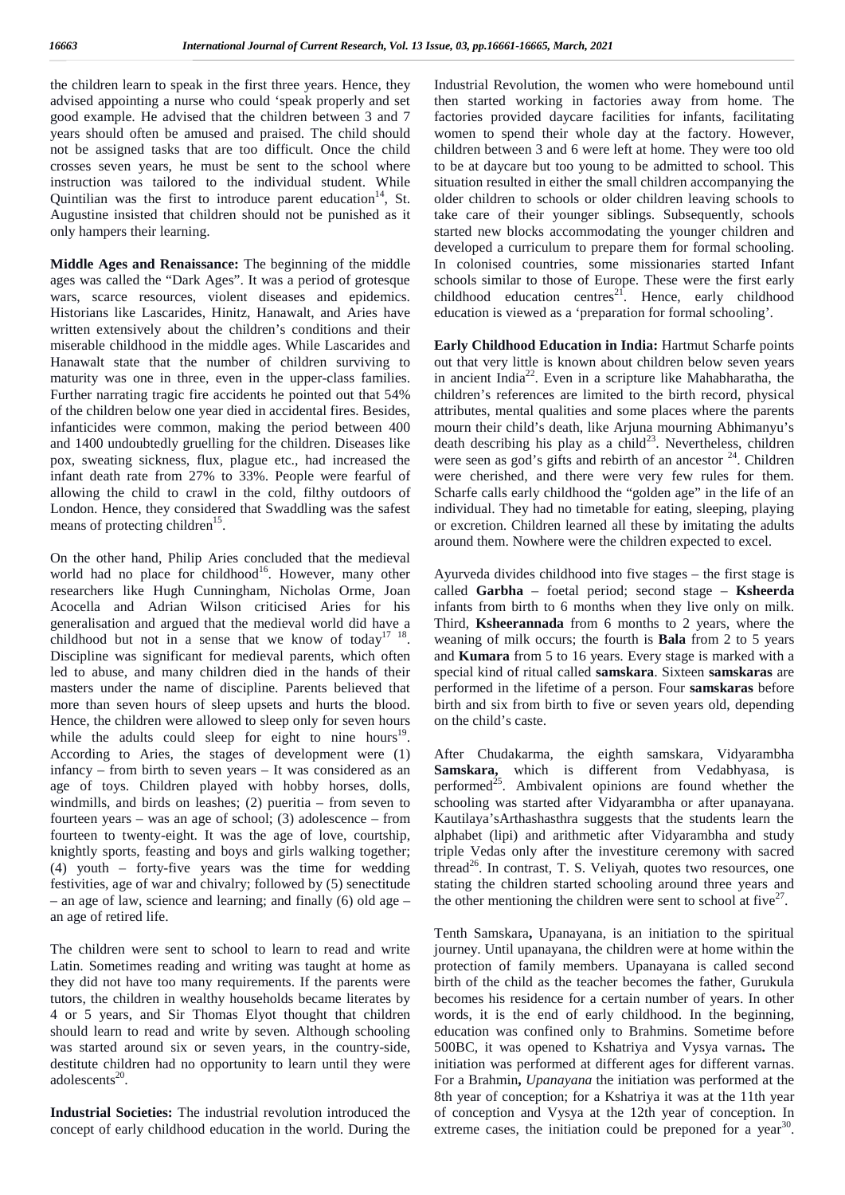the children learn to speak in the first three years. Hence, they advised appointing a nurse who could 'speak properly and set good example. He advised that the children between 3 and 7 years should often be amused and praised. The child should not be assigned tasks that are too difficult. Once the child crosses seven years, he must be sent to the school where instruction was tailored to the individual student. While Quintilian was the first to introduce parent education[14], St. Augustine insisted that children should not be punished as it only hampers their learning.

**Middle Ages and Renaissance:** The beginning of the middle ages was called the "Dark Ages". It was a period of grotesque wars, scarce resources, violent diseases and epidemics. Historians like Lascarides, Hinitz, Hanawalt, and Aries have written extensively about the children's conditions and their miserable childhood in the middle ages. While Lascarides and Hanawalt state that the number of children surviving to maturity was one in three, even in the upper-class families. Further narrating tragic fire accidents he pointed out that 54% of the children below one year died in accidental fires. Besides, infanticides were common, making the period between 400 and 1400 undoubtedly gruelling for the children. Diseases like pox, sweating sickness, flux, plague etc., had increased the infant death rate from 27% to 33%. People were fearful of allowing the child to crawl in the cold, filthy outdoors of London. Hence, they considered that Swaddling was the safest means of protecting children[15].

On the other hand, Philip Aries concluded that the medieval world had no place for childhood[16]. However, many other researchers like Hugh Cunningham, Nicholas Orme, Joan Acocella and Adrian Wilson criticised Aries for his generalisation and argued that the medieval world did have a childhood but not in a sense that we know of today[17 18]. Discipline was significant for medieval parents, which often led to abuse, and many children died in the hands of their masters under the name of discipline. Parents believed that more than seven hours of sleep upsets and hurts the blood. Hence, the children were allowed to sleep only for seven hours while the adults could sleep for eight to nine hours[19]. According to Aries, the stages of development were (1) infancy – from birth to seven years – It was considered as an age of toys. Children played with hobby horses, dolls, windmills, and birds on leashes; (2) pueritia – from seven to fourteen years – was an age of school; (3) adolescence – from fourteen to twenty-eight. It was the age of love, courtship, knightly sports, feasting and boys and girls walking together; (4) youth – forty-five years was the time for wedding festivities, age of war and chivalry; followed by (5) senectitude – an age of law, science and learning; and finally (6) old age – an age of retired life.

The children were sent to school to learn to read and write Latin. Sometimes reading and writing was taught at home as they did not have too many requirements. If the parents were tutors, the children in wealthy households became literates by 4 or 5 years, and Sir Thomas Elyot thought that children should learn to read and write by seven. Although schooling was started around six or seven years, in the country-side, destitute children had no opportunity to learn until they were adolescents[20].

**Industrial Societies:** The industrial revolution introduced the concept of early childhood education in the world. During the Industrial Revolution, the women who were homebound until then started working in factories away from home. The factories provided daycare facilities for infants, facilitating women to spend their whole day at the factory. However, children between 3 and 6 were left at home. They were too old to be at daycare but too young to be admitted to school. This situation resulted in either the small children accompanying the older children to schools or older children leaving schools to take care of their younger siblings. Subsequently, schools started new blocks accommodating the younger children and developed a curriculum to prepare them for formal schooling. In colonised countries, some missionaries started Infant schools similar to those of Europe. These were the first early childhood education centres[21]. Hence, early childhood education is viewed as a 'preparation for formal schooling'.

**Early Childhood Education in India:** Hartmut Scharfe points out that very little is known about children below seven years in ancient India[22]. Even in a scripture like Mahabharatha, the children's references are limited to the birth record, physical attributes, mental qualities and some places where the parents mourn their child's death, like Arjuna mourning Abhimanyu's death describing his play as a child[23]. Nevertheless, children were seen as god's gifts and rebirth of an ancestor [24]. Children were cherished, and there were very few rules for them. Scharfe calls early childhood the "golden age" in the life of an individual. They had no timetable for eating, sleeping, playing or excretion. Children learned all these by imitating the adults around them. Nowhere were the children expected to excel.

Ayurveda divides childhood into five stages – the first stage is called **Garbha** – foetal period; second stage – **Ksheerda** infants from birth to 6 months when they live only on milk. Third, **Ksheerannada** from 6 months to 2 years, where the weaning of milk occurs; the fourth is **Bala** from 2 to 5 years and **Kumara** from 5 to 16 years. Every stage is marked with a special kind of ritual called **samskara**. Sixteen **samskaras** are performed in the lifetime of a person. Four **samskaras** before birth and six from birth to five or seven years old, depending on the child's caste.

After Chudakarma, the eighth samskara, Vidyarambha **Samskara,** which is different from Vedabhyasa, is performed[25]. Ambivalent opinions are found whether the schooling was started after Vidyarambha or after upanayana. Kautilaya'sArthashasthra suggests that the students learn the alphabet (lipi) and arithmetic after Vidyarambha and study triple Vedas only after the investiture ceremony with sacred thread[26]. In contrast, T. S. Veliyah, quotes two resources, one stating the children started schooling around three years and the other mentioning the children were sent to school at five[27].

Tenth Samskara**,** Upanayana, is an initiation to the spiritual journey. Until upanayana, the children were at home within the protection of family members. Upanayana is called second birth of the child as the teacher becomes the father, Gurukula becomes his residence for a certain number of years. In other words, it is the end of early childhood. In the beginning, education was confined only to Brahmins. Sometime before 500BC, it was opened to Kshatriya and Vysya varnas**.** The initiation was performed at different ages for different varnas. For a Brahmin**,** *Upanayana* the initiation was performed at the 8th year of conception; for a Kshatriya it was at the 11th year of conception and Vysya at the 12th year of conception. In extreme cases, the initiation could be preponed for a year[30].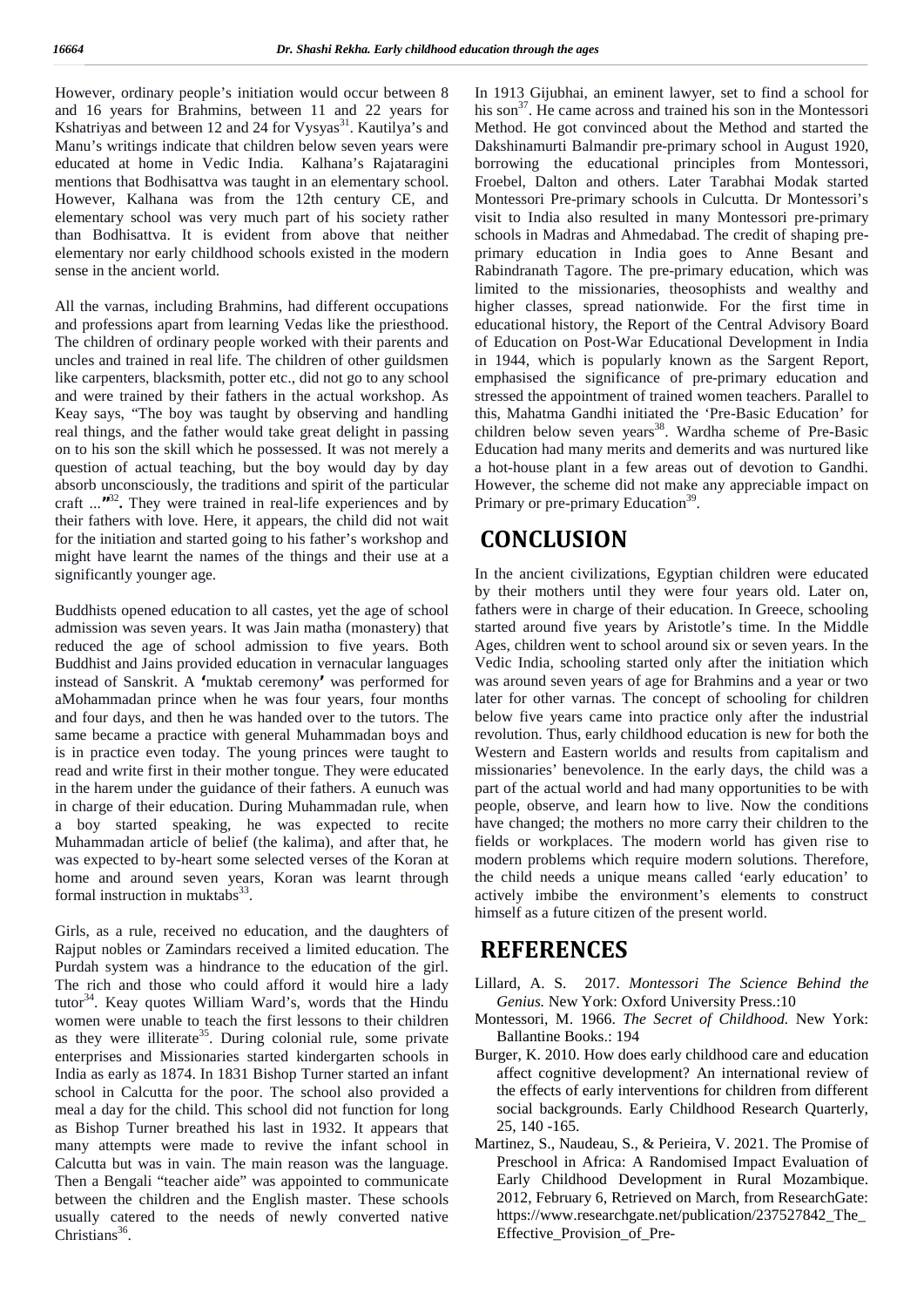However, ordinary people's initiation would occur between 8 and 16 years for Brahmins, between 11 and 22 years for Kshatriyas and between 12 and 24 for Vysyas[31]. Kautilya's and Manu's writings indicate that children below seven years were educated at home in Vedic India. Kalhana's Rajataragini mentions that Bodhisattva was taught in an elementary school. However, Kalhana was from the 12th century CE, and elementary school was very much part of his society rather than Bodhisattva. It is evident from above that neither elementary nor early childhood schools existed in the modern sense in the ancient world.

All the varnas, including Brahmins, had different occupations and professions apart from learning Vedas like the priesthood. The children of ordinary people worked with their parents and uncles and trained in real life. The children of other guildsmen like carpenters, blacksmith, potter etc., did not go to any school and were trained by their fathers in the actual workshop. As Keay says, "The boy was taught by observing and handling real things, and the father would take great delight in passing on to his son the skill which he possessed. It was not merely a question of actual teaching, but the boy would day by day absorb unconsciously, the traditions and spirit of the particular craft ..."[32]. They were trained in real-life experiences and by their fathers with love. Here, it appears, the child did not wait for the initiation and started going to his father's workshop and might have learnt the names of the things and their use at a significantly younger age.

Buddhists opened education to all castes, yet the age of school admission was seven years. It was Jain matha (monastery) that reduced the age of school admission to five years. Both Buddhist and Jains provided education in vernacular languages instead of Sanskrit. A **'**muktab ceremony**'** was performed for aMohammadan prince when he was four years, four months and four days, and then he was handed over to the tutors. The same became a practice with general Muhammadan boys and is in practice even today. The young princes were taught to read and write first in their mother tongue. They were educated in the harem under the guidance of their fathers. A eunuch was in charge of their education. During Muhammadan rule, when a boy started speaking, he was expected to recite Muhammadan article of belief (the kalima), and after that, he was expected to by-heart some selected verses of the Koran at home and around seven years, Koran was learnt through formal instruction in muktabs[33].

Girls, as a rule, received no education, and the daughters of Rajput nobles or Zamindars received a limited education. The Purdah system was a hindrance to the education of the girl. The rich and those who could afford it would hire a lady tutor[34]. Keay quotes William Ward's, words that the Hindu women were unable to teach the first lessons to their children as they were illiterate[35]. During colonial rule, some private enterprises and Missionaries started kindergarten schools in India as early as 1874. In 1831 Bishop Turner started an infant school in Calcutta for the poor. The school also provided a meal a day for the child. This school did not function for long as Bishop Turner breathed his last in 1932. It appears that many attempts were made to revive the infant school in Calcutta but was in vain. The main reason was the language. Then a Bengali "teacher aide" was appointed to communicate between the children and the English master. These schools usually catered to the needs of newly converted native Christians[36].

In 1913 Gijubhai, an eminent lawyer, set to find a school for his son[37]. He came across and trained his son in the Montessori Method. He got convinced about the Method and started the Dakshinamurti Balmandir pre-primary school in August 1920, borrowing the educational principles from Montessori, Froebel, Dalton and others. Later Tarabhai Modak started Montessori Pre-primary schools in Culcutta. Dr Montessori's visit to India also resulted in many Montessori pre-primary schools in Madras and Ahmedabad. The credit of shaping pre-primary education in India goes to Anne Besant and Rabindranath Tagore. The pre-primary education, which was limited to the missionaries, theosophists and wealthy and higher classes, spread nationwide. For the first time in educational history, the Report of the Central Advisory Board of Education on Post-War Educational Development in India in 1944, which is popularly known as the Sargent Report, emphasised the significance of pre-primary education and stressed the appointment of trained women teachers. Parallel to this, Mahatma Gandhi initiated the 'Pre-Basic Education' for children below seven years[38]. Wardha scheme of Pre-Basic Education had many merits and demerits and was nurtured like a hot-house plant in a few areas out of devotion to Gandhi. However, the scheme did not make any appreciable impact on Primary or pre-primary Education[39].

# CONCLUSION

In the ancient civilizations, Egyptian children were educated by their mothers until they were four years old. Later on, fathers were in charge of their education. In Greece, schooling started around five years by Aristotle's time. In the Middle Ages, children went to school around six or seven years. In the Vedic India, schooling started only after the initiation which was around seven years of age for Brahmins and a year or two later for other varnas. The concept of schooling for children below five years came into practice only after the industrial revolution. Thus, early childhood education is new for both the Western and Eastern worlds and results from capitalism and missionaries' benevolence. In the early days, the child was a part of the actual world and had many opportunities to be with people, observe, and learn how to live. Now the conditions have changed; the mothers no more carry their children to the fields or workplaces. The modern world has given rise to modern problems which require modern solutions. Therefore, the child needs a unique means called 'early education' to actively imbibe the environment's elements to construct himself as a future citizen of the present world.

# REFERENCES

Lillard, A. S. 2017. *Montessori The Science Behind the Genius.* New York: Oxford University Press.:10

Montessori, M. 1966. *The Secret of Childhood.* New York: Ballantine Books.: 194

Burger, K. 2010. How does early childhood care and education affect cognitive development? An international review of the effects of early interventions for children from different social backgrounds. Early Childhood Research Quarterly, 25, 140 -165.

Martinez, S., Naudeau, S., & Perieira, V. 2021. The Promise of Preschool in Africa: A Randomised Impact Evaluation of Early Childhood Development in Rural Mozambique. 2012, February 6, Retrieved on March, from ResearchGate: https://www.researchgate.net/publication/237527842_The_Effective_Provision_of_Pre-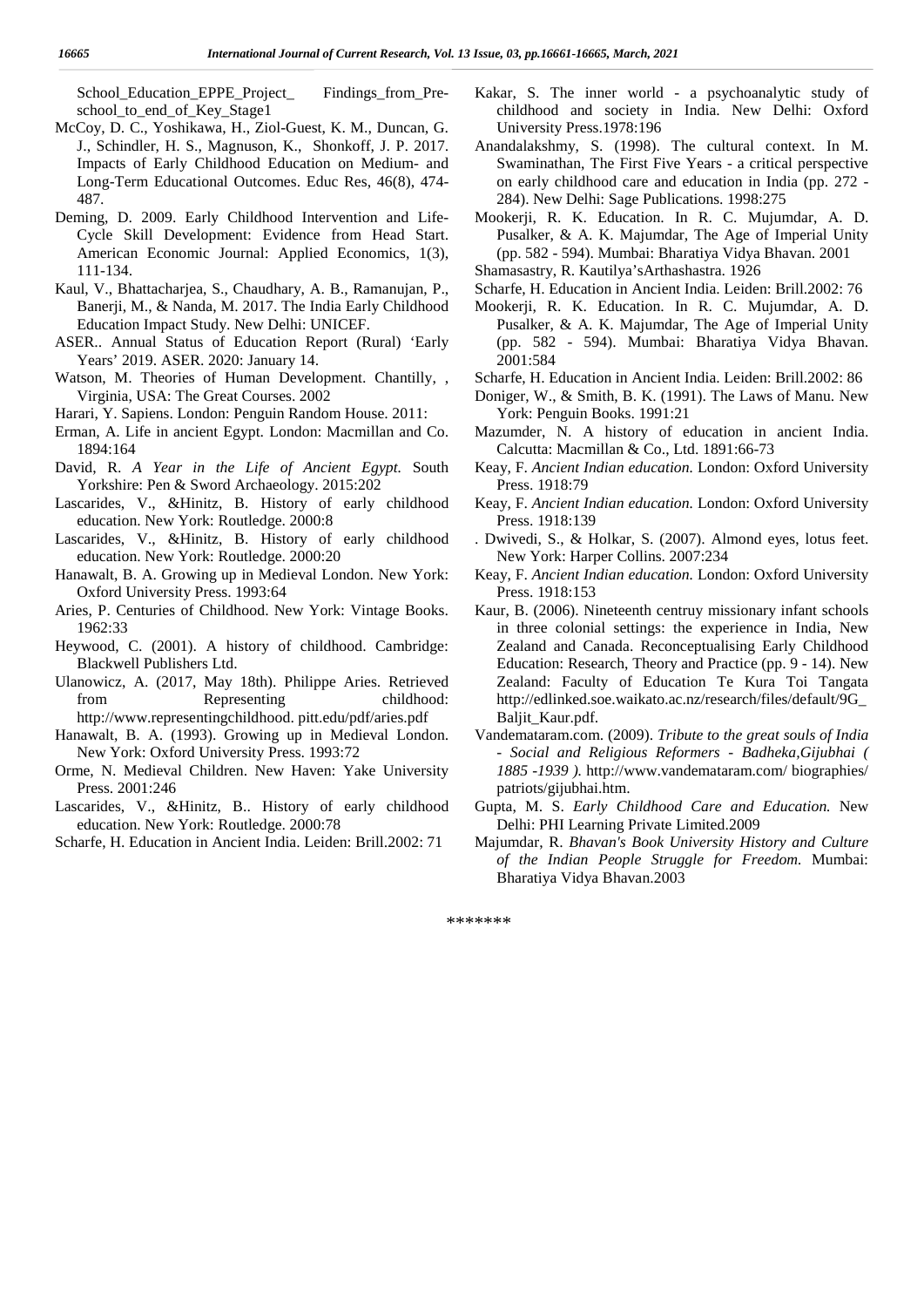School_Education_EPPE_Project_ Findings_from_Pre-school_to_end_of_Key_Stage1

McCoy, D. C., Yoshikawa, H., Ziol-Guest, K. M., Duncan, G. J., Schindler, H. S., Magnuson, K., Shonkoff, J. P. 2017. Impacts of Early Childhood Education on Medium- and Long-Term Educational Outcomes. Educ Res, 46(8), 474-487.

Deming, D. 2009. Early Childhood Intervention and Life-Cycle Skill Development: Evidence from Head Start. American Economic Journal: Applied Economics, 1(3), 111-134.

Kaul, V., Bhattacharjea, S., Chaudhary, A. B., Ramanujan, P., Banerji, M., & Nanda, M. 2017. The India Early Childhood Education Impact Study. New Delhi: UNICEF.

ASER.. Annual Status of Education Report (Rural) 'Early Years' 2019. ASER. 2020: January 14.

Watson, M. Theories of Human Development. Chantilly, , Virginia, USA: The Great Courses. 2002

Harari, Y. Sapiens. London: Penguin Random House. 2011:

Erman, A. Life in ancient Egypt. London: Macmillan and Co. 1894:164

David, R. *A Year in the Life of Ancient Egypt.* South Yorkshire: Pen & Sword Archaeology. 2015:202

Lascarides, V., &Hinitz, B. History of early childhood education. New York: Routledge. 2000:8

Lascarides, V., &Hinitz, B. History of early childhood education. New York: Routledge. 2000:20

Hanawalt, B. A. Growing up in Medieval London. New York: Oxford University Press. 1993:64

Aries, P. Centuries of Childhood. New York: Vintage Books. 1962:33

Heywood, C. (2001). A history of childhood. Cambridge: Blackwell Publishers Ltd.

Ulanowicz, A. (2017, May 18th). Philippe Aries. Retrieved from Representing childhood: http://www.representingchildhood. pitt.edu/pdf/aries.pdf

Hanawalt, B. A. (1993). Growing up in Medieval London. New York: Oxford University Press. 1993:72

Orme, N. Medieval Children. New Haven: Yake University Press. 2001:246

Lascarides, V., &Hinitz, B.. History of early childhood education. New York: Routledge. 2000:78

Scharfe, H. Education in Ancient India. Leiden: Brill.2002: 71

Kakar, S. The inner world - a psychoanalytic study of childhood and society in India. New Delhi: Oxford University Press.1978:196

Anandalakshmy, S. (1998). The cultural context. In M. Swaminathan, The First Five Years - a critical perspective on early childhood care and education in India (pp. 272 - 284). New Delhi: Sage Publications. 1998:275

Mookerji, R. K. Education. In R. C. Mujumdar, A. D. Pusalker, & A. K. Majumdar, The Age of Imperial Unity (pp. 582 - 594). Mumbai: Bharatiya Vidya Bhavan. 2001

Shamasastry, R. Kautilya'sArthashastra. 1926

Scharfe, H. Education in Ancient India. Leiden: Brill.2002: 76

Mookerji, R. K. Education. In R. C. Mujumdar, A. D. Pusalker, & A. K. Majumdar, The Age of Imperial Unity (pp. 582 - 594). Mumbai: Bharatiya Vidya Bhavan. 2001:584

Scharfe, H. Education in Ancient India. Leiden: Brill.2002: 86

Doniger, W., & Smith, B. K. (1991). The Laws of Manu. New York: Penguin Books. 1991:21

Mazumder, N. A history of education in ancient India. Calcutta: Macmillan & Co., Ltd. 1891:66-73

Keay, F. *Ancient Indian education.* London: Oxford University Press. 1918:79

Keay, F. *Ancient Indian education.* London: Oxford University Press. 1918:139

. Dwivedi, S., & Holkar, S. (2007). Almond eyes, lotus feet. New York: Harper Collins. 2007:234

Keay, F. *Ancient Indian education.* London: Oxford University Press. 1918:153

Kaur, B. (2006). Nineteenth centruy missionary infant schools in three colonial settings: the experience in India, New Zealand and Canada. Reconceptualising Early Childhood Education: Research, Theory and Practice (pp. 9 - 14). New Zealand: Faculty of Education Te Kura Toi Tangata http://edlinked.soe.waikato.ac.nz/research/files/default/9G_Baljit_Kaur.pdf.

Vandemataram.com. (2009). *Tribute to the great souls of India - Social and Religious Reformers - Badheka,Gijubhai ( 1885 -1939 ).* http://www.vandemataram.com/ biographies/ patriots/gijubhai.htm.

Gupta, M. S. *Early Childhood Care and Education.* New Delhi: PHI Learning Private Limited.2009

Majumdar, R. *Bhavan's Book University History and Culture of the Indian People Struggle for Freedom.* Mumbai: Bharatiya Vidya Bhavan.2003

*******